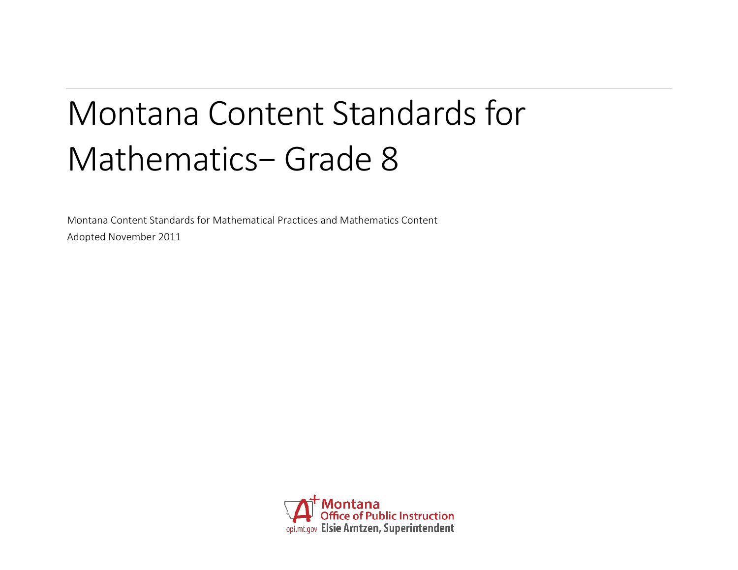# Montana Content Standards for Mathematics– Grade 8

Montana Content Standards for Mathematical Practices and Mathematics Content

Adopted November 2011

Montana Office of Public Instruction

opi.mt.gov Elsie Arntzen, Superintendent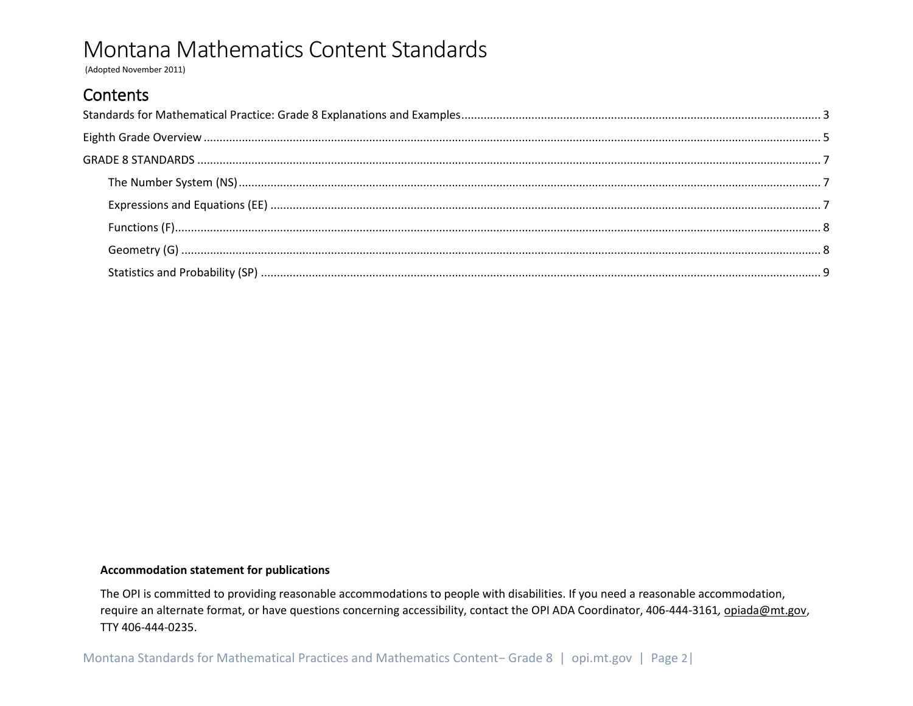# Montana Mathematics Content Standards

(Adopted November 2011)

## Contents

Standards for Mathematical Practice: Grade 8 Explanations and Examples ........ 3

Eighth Grade Overview ........ 5

GRADE 8 STANDARDS ........ 7

- The Number System (NS) ........ 7
- Expressions and Equations (EE) ........ 7
- Functions (F) ........ 8
- Geometry (G) ........ 8
- Statistics and Probability (SP) ........ 9

**Accommodation statement for publications**

The OPI is committed to providing reasonable accommodations to people with disabilities. If you need a reasonable accommodation, require an alternate format, or have questions concerning accessibility, contact the OPI ADA Coordinator, 406-444-3161, opiada@mt.gov, TTY 406-444-0235.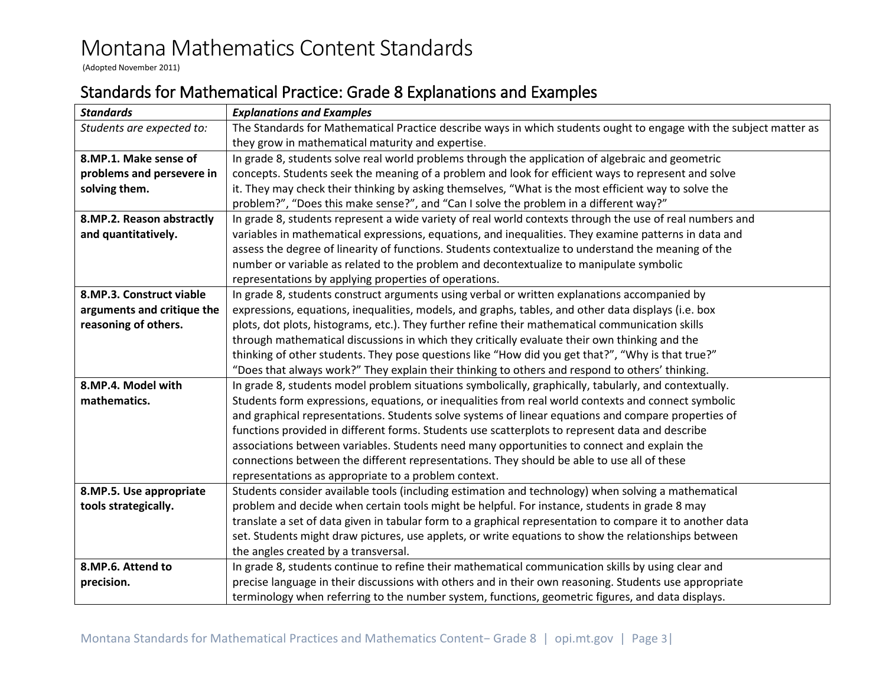# Montana Mathematics Content Standards

(Adopted November 2011)

## Standards for Mathematical Practice: Grade 8 Explanations and Examples

| ***Standards*** | ***Explanations and Examples*** |
|---|---|
| *Students are expected to:* | The Standards for Mathematical Practice describe ways in which students ought to engage with the subject matter as they grow in mathematical maturity and expertise. |
| **8.MP.1. Make sense of problems and persevere in solving them.** | In grade 8, students solve real world problems through the application of algebraic and geometric concepts. Students seek the meaning of a problem and look for efficient ways to represent and solve it. They may check their thinking by asking themselves, "What is the most efficient way to solve the problem?", "Does this make sense?", and "Can I solve the problem in a different way?" |
| **8.MP.2. Reason abstractly and quantitatively.** | In grade 8, students represent a wide variety of real world contexts through the use of real numbers and variables in mathematical expressions, equations, and inequalities. They examine patterns in data and assess the degree of linearity of functions. Students contextualize to understand the meaning of the number or variable as related to the problem and decontextualize to manipulate symbolic representations by applying properties of operations. |
| **8.MP.3. Construct viable arguments and critique the reasoning of others.** | In grade 8, students construct arguments using verbal or written explanations accompanied by expressions, equations, inequalities, models, and graphs, tables, and other data displays (i.e. box plots, dot plots, histograms, etc.). They further refine their mathematical communication skills through mathematical discussions in which they critically evaluate their own thinking and the thinking of other students. They pose questions like "How did you get that?", "Why is that true?" "Does that always work?" They explain their thinking to others and respond to others' thinking. |
| **8.MP.4. Model with mathematics.** | In grade 8, students model problem situations symbolically, graphically, tabularly, and contextually. Students form expressions, equations, or inequalities from real world contexts and connect symbolic and graphical representations. Students solve systems of linear equations and compare properties of functions provided in different forms. Students use scatterplots to represent data and describe associations between variables. Students need many opportunities to connect and explain the connections between the different representations. They should be able to use all of these representations as appropriate to a problem context. |
| **8.MP.5. Use appropriate tools strategically.** | Students consider available tools (including estimation and technology) when solving a mathematical problem and decide when certain tools might be helpful. For instance, students in grade 8 may translate a set of data given in tabular form to a graphical representation to compare it to another data set. Students might draw pictures, use applets, or write equations to show the relationships between the angles created by a transversal. |
| **8.MP.6. Attend to precision.** | In grade 8, students continue to refine their mathematical communication skills by using clear and precise language in their discussions with others and in their own reasoning. Students use appropriate terminology when referring to the number system, functions, geometric figures, and data displays. |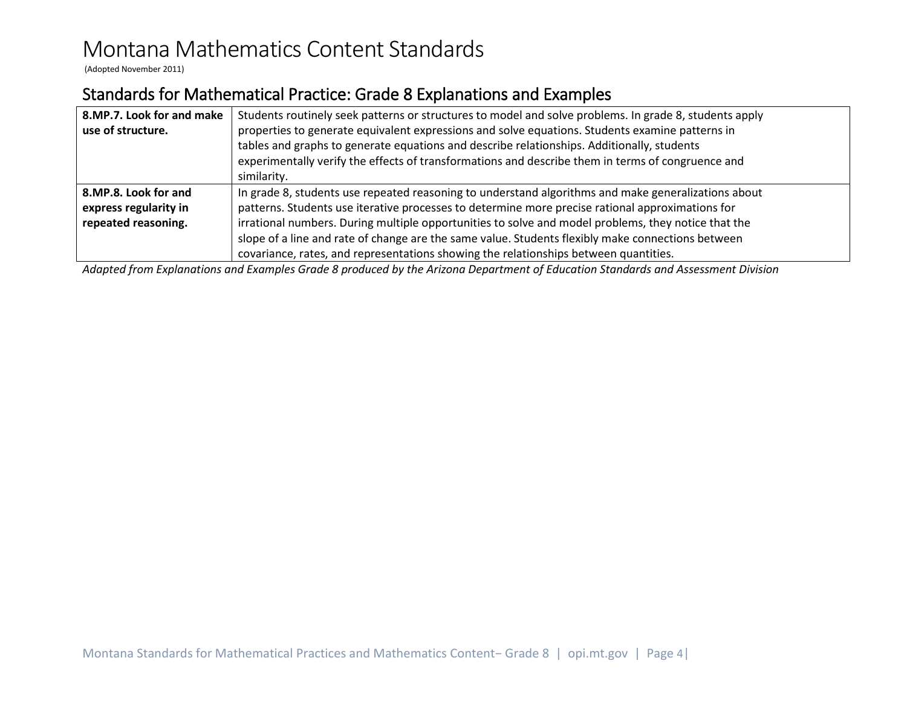# Montana Mathematics Content Standards

(Adopted November 2011)

## Standards for Mathematical Practice: Grade 8 Explanations and Examples

| | |
|---|---|
| **8.MP.7. Look for and make use of structure.** | Students routinely seek patterns or structures to model and solve problems. In grade 8, students apply properties to generate equivalent expressions and solve equations. Students examine patterns in tables and graphs to generate equations and describe relationships. Additionally, students experimentally verify the effects of transformations and describe them in terms of congruence and similarity. |
| **8.MP.8. Look for and express regularity in repeated reasoning.** | In grade 8, students use repeated reasoning to understand algorithms and make generalizations about patterns. Students use iterative processes to determine more precise rational approximations for irrational numbers. During multiple opportunities to solve and model problems, they notice that the slope of a line and rate of change are the same value. Students flexibly make connections between covariance, rates, and representations showing the relationships between quantities. |

*Adapted from Explanations and Examples Grade 8 produced by the Arizona Department of Education Standards and Assessment Division*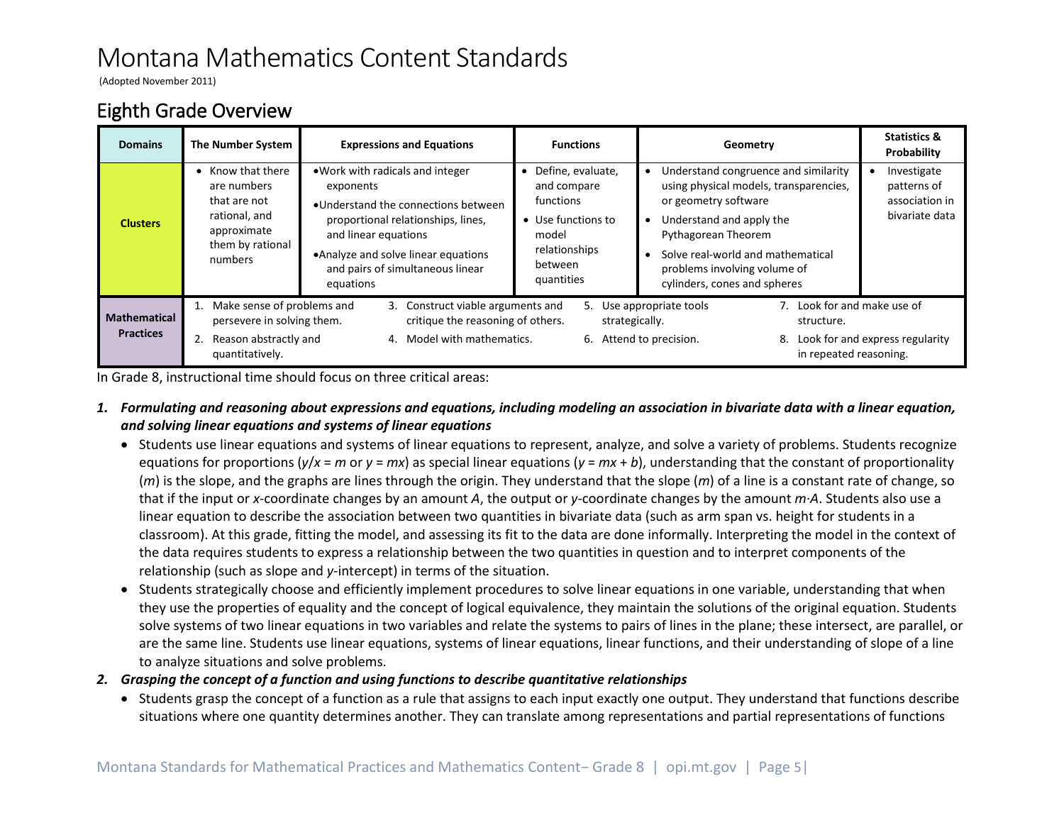# Montana Mathematics Content Standards

(Adopted November 2011)

## Eighth Grade Overview

| Domains | The Number System | Expressions and Equations | Functions | Geometry | Statistics & Probability |
|---|---|---|---|---|---|
| **Clusters** | • Know that there are numbers that are not rational, and approximate them by rational numbers | • Work with radicals and integer exponents<br>• Understand the connections between proportional relationships, lines, and linear equations<br>• Analyze and solve linear equations and pairs of simultaneous linear equations | • Define, evaluate, and compare functions<br>• Use functions to model relationships between quantities | • Understand congruence and similarity using physical models, transparencies, or geometry software<br>• Understand and apply the Pythagorean Theorem<br>• Solve real-world and mathematical problems involving volume of cylinders, cones and spheres | • Investigate patterns of association in bivariate data |
| **Mathematical Practices** | 1. Make sense of problems and persevere in solving them.<br>2. Reason abstractly and quantitatively. | 3. Construct viable arguments and critique the reasoning of others.<br>4. Model with mathematics. | 5. Use appropriate tools strategically.<br>6. Attend to precision. | 7. Look for and make use of structure.<br>8. Look for and express regularity in repeated reasoning. | |

In Grade 8, instructional time should focus on three critical areas:

1. ***Formulating and reasoning about expressions and equations, including modeling an association in bivariate data with a linear equation, and solving linear equations and systems of linear equations***
   - Students use linear equations and systems of linear equations to represent, analyze, and solve a variety of problems. Students recognize equations for proportions ($y/x = m$ or $y = mx$) as special linear equations ($y = mx + b$), understanding that the constant of proportionality ($m$) is the slope, and the graphs are lines through the origin. They understand that the slope ($m$) of a line is a constant rate of change, so that if the input or $x$-coordinate changes by an amount $A$, the output or $y$-coordinate changes by the amount $m \cdot A$. Students also use a linear equation to describe the association between two quantities in bivariate data (such as arm span vs. height for students in a classroom). At this grade, fitting the model, and assessing its fit to the data are done informally. Interpreting the model in the context of the data requires students to express a relationship between the two quantities in question and to interpret components of the relationship (such as slope and $y$-intercept) in terms of the situation.
   - Students strategically choose and efficiently implement procedures to solve linear equations in one variable, understanding that when they use the properties of equality and the concept of logical equivalence, they maintain the solutions of the original equation. Students solve systems of two linear equations in two variables and relate the systems to pairs of lines in the plane; these intersect, are parallel, or are the same line. Students use linear equations, systems of linear equations, linear functions, and their understanding of slope of a line to analyze situations and solve problems.
2. ***Grasping the concept of a function and using functions to describe quantitative relationships***
   - Students grasp the concept of a function as a rule that assigns to each input exactly one output. They understand that functions describe situations where one quantity determines another. They can translate among representations and partial representations of functions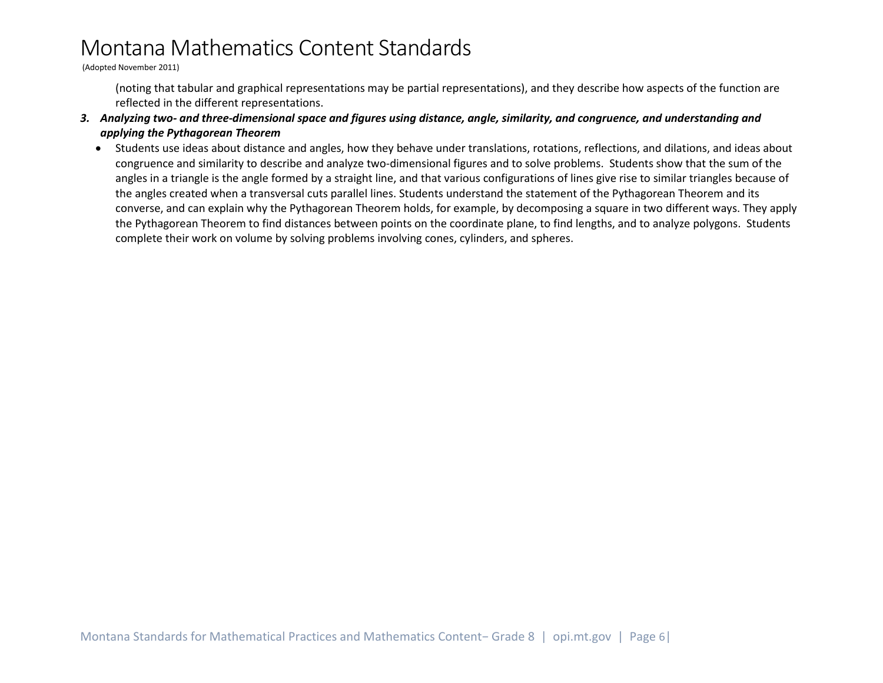(noting that tabular and graphical representations may be partial representations), and they describe how aspects of the function are reflected in the different representations.

3. ***Analyzing two- and three-dimensional space and figures using distance, angle, similarity, and congruence, and understanding and applying the Pythagorean Theorem***
   - Students use ideas about distance and angles, how they behave under translations, rotations, reflections, and dilations, and ideas about congruence and similarity to describe and analyze two-dimensional figures and to solve problems. Students show that the sum of the angles in a triangle is the angle formed by a straight line, and that various configurations of lines give rise to similar triangles because of the angles created when a transversal cuts parallel lines. Students understand the statement of the Pythagorean Theorem and its converse, and can explain why the Pythagorean Theorem holds, for example, by decomposing a square in two different ways. They apply the Pythagorean Theorem to find distances between points on the coordinate plane, to find lengths, and to analyze polygons. Students complete their work on volume by solving problems involving cones, cylinders, and spheres.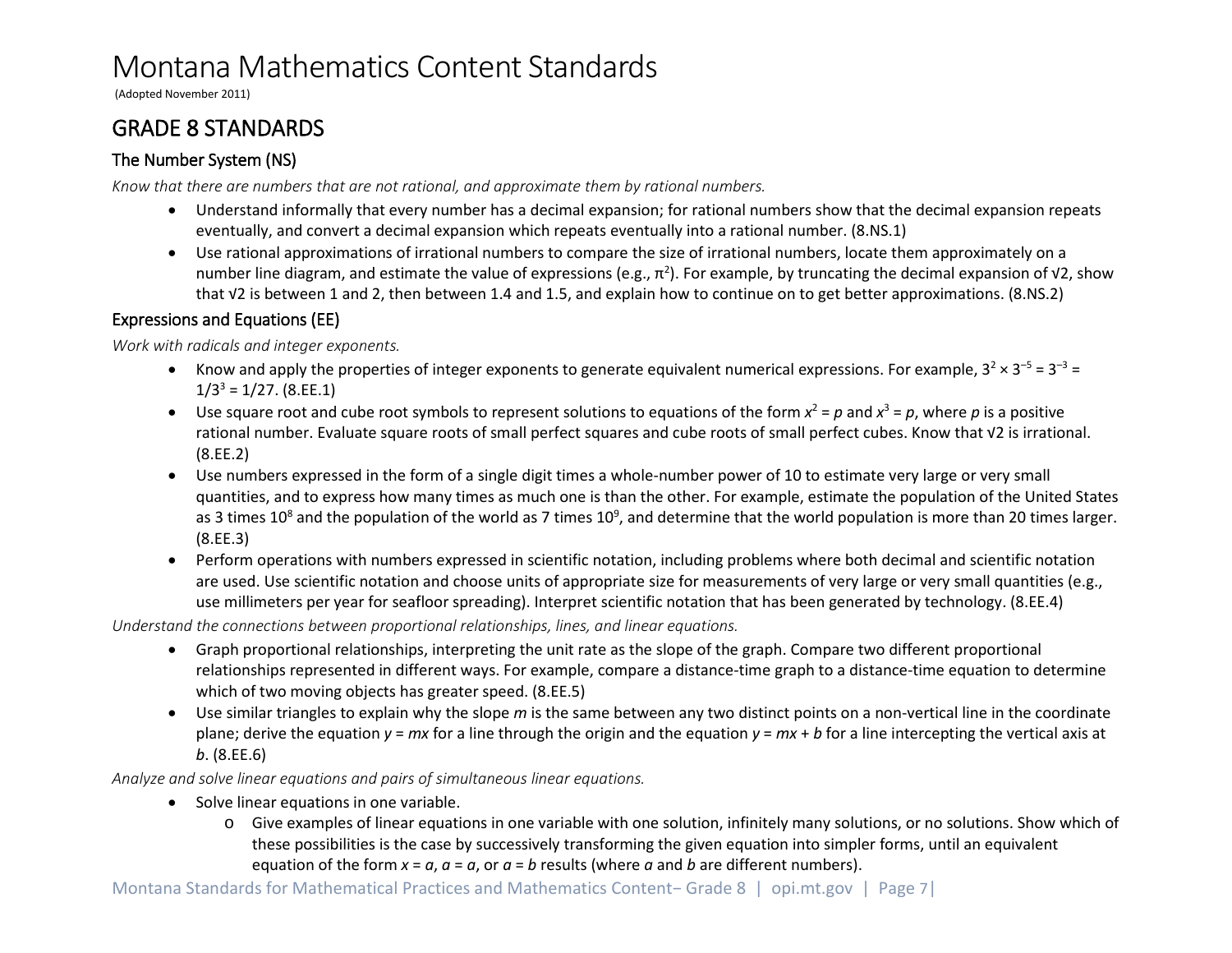# Montana Mathematics Content Standards

(Adopted November 2011)

## GRADE 8 STANDARDS

### The Number System (NS)

*Know that there are numbers that are not rational, and approximate them by rational numbers.*

- Understand informally that every number has a decimal expansion; for rational numbers show that the decimal expansion repeats eventually, and convert a decimal expansion which repeats eventually into a rational number. (8.NS.1)
- Use rational approximations of irrational numbers to compare the size of irrational numbers, locate them approximately on a number line diagram, and estimate the value of expressions (e.g., $\pi^2$). For example, by truncating the decimal expansion of $\sqrt{2}$, show that $\sqrt{2}$ is between 1 and 2, then between 1.4 and 1.5, and explain how to continue on to get better approximations. (8.NS.2)

### Expressions and Equations (EE)

*Work with radicals and integer exponents.*

- Know and apply the properties of integer exponents to generate equivalent numerical expressions. For example, $3^2 \times 3^{-5} = 3^{-3} = 1/3^3 = 1/27$. (8.EE.1)
- Use square root and cube root symbols to represent solutions to equations of the form $x^2 = p$ and $x^3 = p$, where $p$ is a positive rational number. Evaluate square roots of small perfect squares and cube roots of small perfect cubes. Know that $\sqrt{2}$ is irrational. (8.EE.2)
- Use numbers expressed in the form of a single digit times a whole-number power of 10 to estimate very large or very small quantities, and to express how many times as much one is than the other. For example, estimate the population of the United States as 3 times $10^8$ and the population of the world as 7 times $10^9$, and determine that the world population is more than 20 times larger. (8.EE.3)
- Perform operations with numbers expressed in scientific notation, including problems where both decimal and scientific notation are used. Use scientific notation and choose units of appropriate size for measurements of very large or very small quantities (e.g., use millimeters per year for seafloor spreading). Interpret scientific notation that has been generated by technology. (8.EE.4)

*Understand the connections between proportional relationships, lines, and linear equations.*

- Graph proportional relationships, interpreting the unit rate as the slope of the graph. Compare two different proportional relationships represented in different ways. For example, compare a distance-time graph to a distance-time equation to determine which of two moving objects has greater speed. (8.EE.5)
- Use similar triangles to explain why the slope $m$ is the same between any two distinct points on a non-vertical line in the coordinate plane; derive the equation $y = mx$ for a line through the origin and the equation $y = mx + b$ for a line intercepting the vertical axis at $b$. (8.EE.6)

*Analyze and solve linear equations and pairs of simultaneous linear equations.*

- Solve linear equations in one variable.
  - Give examples of linear equations in one variable with one solution, infinitely many solutions, or no solutions. Show which of these possibilities is the case by successively transforming the given equation into simpler forms, until an equivalent equation of the form $x = a$, $a = a$, or $a = b$ results (where $a$ and $b$ are different numbers).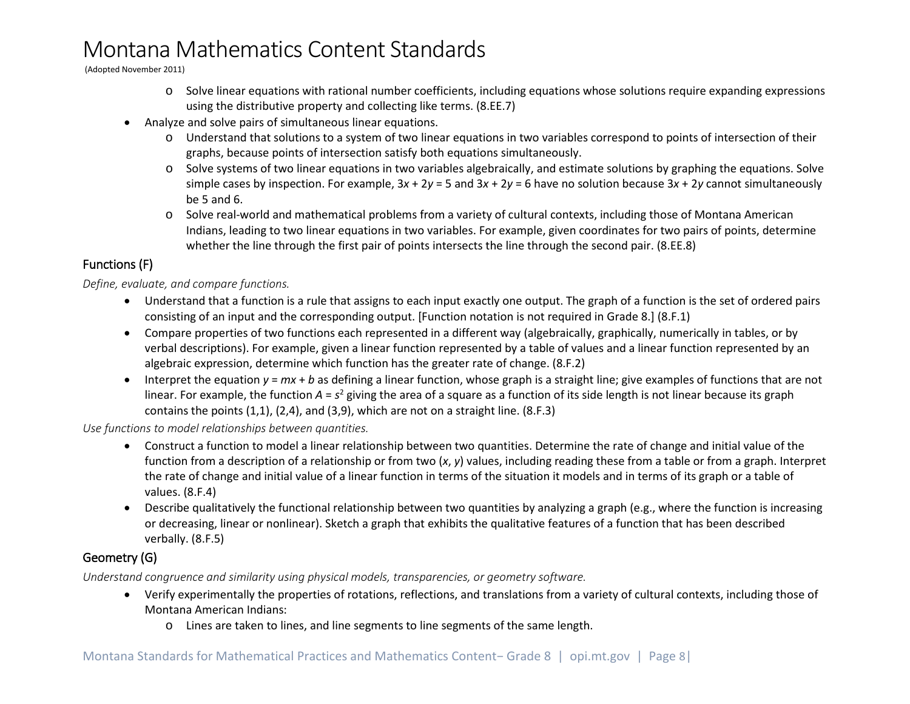- Solve linear equations with rational number coefficients, including equations whose solutions require expanding expressions using the distributive property and collecting like terms. (8.EE.7)

- Analyze and solve pairs of simultaneous linear equations.
  - Understand that solutions to a system of two linear equations in two variables correspond to points of intersection of their graphs, because points of intersection satisfy both equations simultaneously.
  - Solve systems of two linear equations in two variables algebraically, and estimate solutions by graphing the equations. Solve simple cases by inspection. For example, $3x + 2y = 5$ and $3x + 2y = 6$ have no solution because $3x + 2y$ cannot simultaneously be 5 and 6.
  - Solve real-world and mathematical problems from a variety of cultural contexts, including those of Montana American Indians, leading to two linear equations in two variables. For example, given coordinates for two pairs of points, determine whether the line through the first pair of points intersects the line through the second pair. (8.EE.8)

## Functions (F)

*Define, evaluate, and compare functions.*

- Understand that a function is a rule that assigns to each input exactly one output. The graph of a function is the set of ordered pairs consisting of an input and the corresponding output. [Function notation is not required in Grade 8.] (8.F.1)
- Compare properties of two functions each represented in a different way (algebraically, graphically, numerically in tables, or by verbal descriptions). For example, given a linear function represented by a table of values and a linear function represented by an algebraic expression, determine which function has the greater rate of change. (8.F.2)
- Interpret the equation $y = mx + b$ as defining a linear function, whose graph is a straight line; give examples of functions that are not linear. For example, the function $A = s^2$ giving the area of a square as a function of its side length is not linear because its graph contains the points (1,1), (2,4), and (3,9), which are not on a straight line. (8.F.3)

*Use functions to model relationships between quantities.*

- Construct a function to model a linear relationship between two quantities. Determine the rate of change and initial value of the function from a description of a relationship or from two ($x$, $y$) values, including reading these from a table or from a graph. Interpret the rate of change and initial value of a linear function in terms of the situation it models and in terms of its graph or a table of values. (8.F.4)
- Describe qualitatively the functional relationship between two quantities by analyzing a graph (e.g., where the function is increasing or decreasing, linear or nonlinear). Sketch a graph that exhibits the qualitative features of a function that has been described verbally. (8.F.5)

## Geometry (G)

*Understand congruence and similarity using physical models, transparencies, or geometry software.*

- Verify experimentally the properties of rotations, reflections, and translations from a variety of cultural contexts, including those of Montana American Indians:
  - Lines are taken to lines, and line segments to line segments of the same length.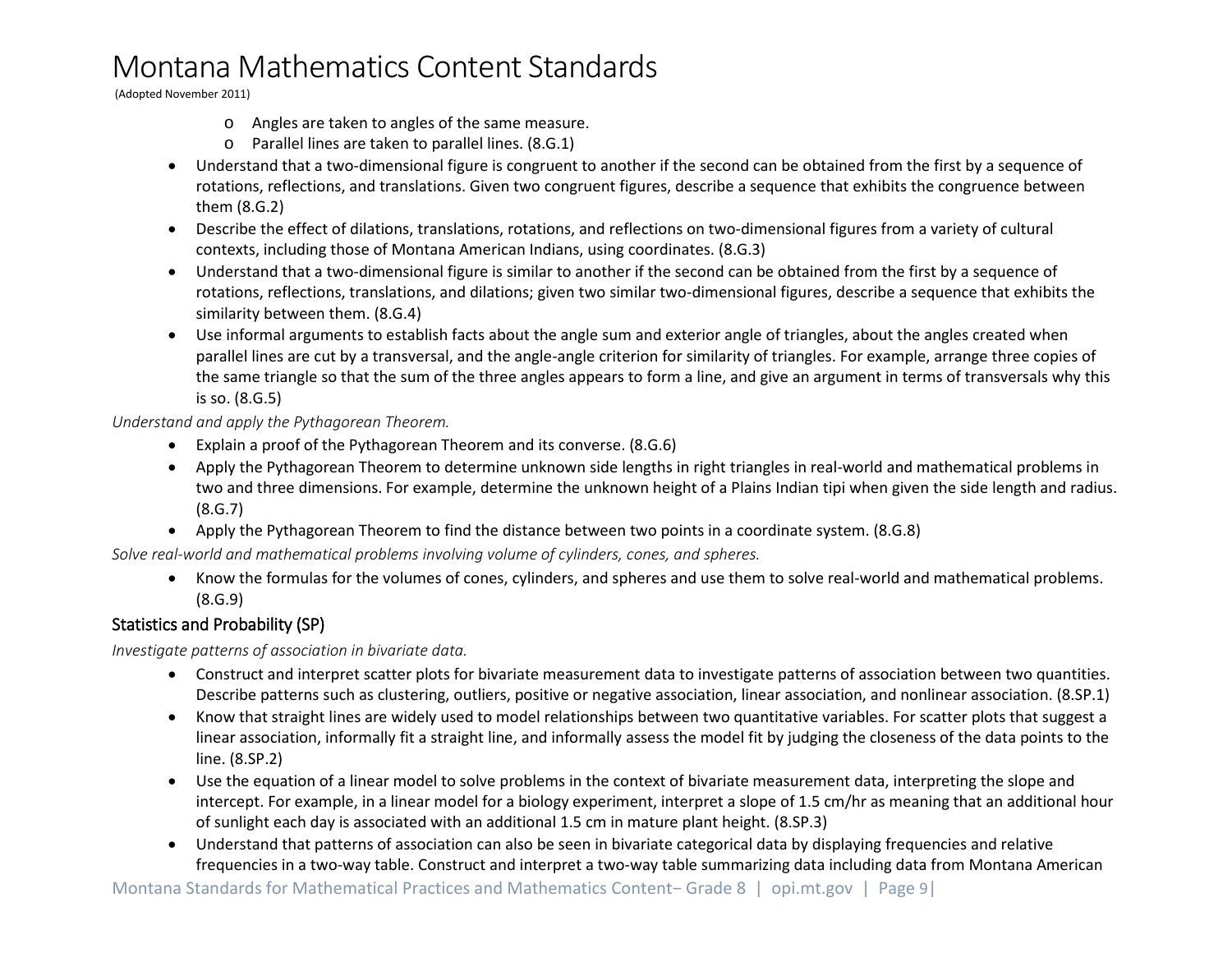- Angles are taken to angles of the same measure.
  - Parallel lines are taken to parallel lines. (8.G.1)
- Understand that a two-dimensional figure is congruent to another if the second can be obtained from the first by a sequence of rotations, reflections, and translations. Given two congruent figures, describe a sequence that exhibits the congruence between them (8.G.2)
- Describe the effect of dilations, translations, rotations, and reflections on two-dimensional figures from a variety of cultural contexts, including those of Montana American Indians, using coordinates. (8.G.3)
- Understand that a two-dimensional figure is similar to another if the second can be obtained from the first by a sequence of rotations, reflections, translations, and dilations; given two similar two-dimensional figures, describe a sequence that exhibits the similarity between them. (8.G.4)
- Use informal arguments to establish facts about the angle sum and exterior angle of triangles, about the angles created when parallel lines are cut by a transversal, and the angle-angle criterion for similarity of triangles. For example, arrange three copies of the same triangle so that the sum of the three angles appears to form a line, and give an argument in terms of transversals why this is so. (8.G.5)

*Understand and apply the Pythagorean Theorem.*

- Explain a proof of the Pythagorean Theorem and its converse. (8.G.6)
- Apply the Pythagorean Theorem to determine unknown side lengths in right triangles in real-world and mathematical problems in two and three dimensions. For example, determine the unknown height of a Plains Indian tipi when given the side length and radius. (8.G.7)
- Apply the Pythagorean Theorem to find the distance between two points in a coordinate system. (8.G.8)

*Solve real-world and mathematical problems involving volume of cylinders, cones, and spheres.*

- Know the formulas for the volumes of cones, cylinders, and spheres and use them to solve real-world and mathematical problems. (8.G.9)

## Statistics and Probability (SP)

*Investigate patterns of association in bivariate data.*

- Construct and interpret scatter plots for bivariate measurement data to investigate patterns of association between two quantities. Describe patterns such as clustering, outliers, positive or negative association, linear association, and nonlinear association. (8.SP.1)
- Know that straight lines are widely used to model relationships between two quantitative variables. For scatter plots that suggest a linear association, informally fit a straight line, and informally assess the model fit by judging the closeness of the data points to the line. (8.SP.2)
- Use the equation of a linear model to solve problems in the context of bivariate measurement data, interpreting the slope and intercept. For example, in a linear model for a biology experiment, interpret a slope of 1.5 cm/hr as meaning that an additional hour of sunlight each day is associated with an additional 1.5 cm in mature plant height. (8.SP.3)
- Understand that patterns of association can also be seen in bivariate categorical data by displaying frequencies and relative frequencies in a two-way table. Construct and interpret a two-way table summarizing data including data from Montana American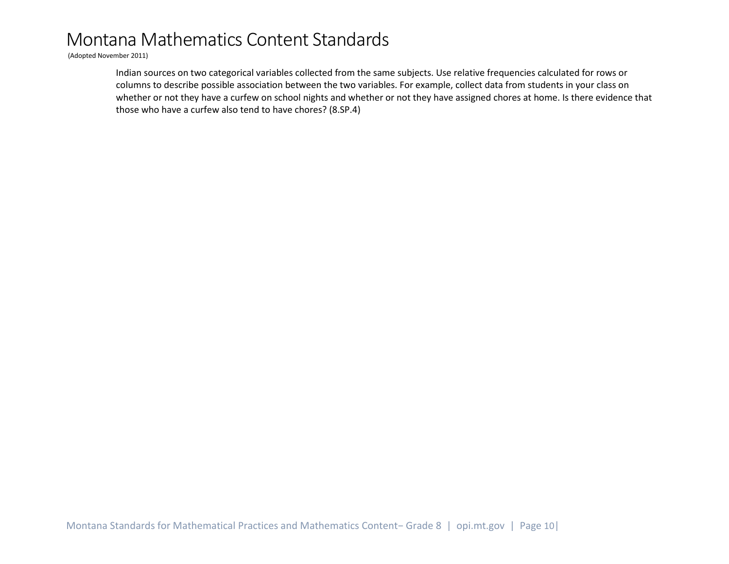Indian sources on two categorical variables collected from the same subjects. Use relative frequencies calculated for rows or columns to describe possible association between the two variables. For example, collect data from students in your class on whether or not they have a curfew on school nights and whether or not they have assigned chores at home. Is there evidence that those who have a curfew also tend to have chores? (8.SP.4)